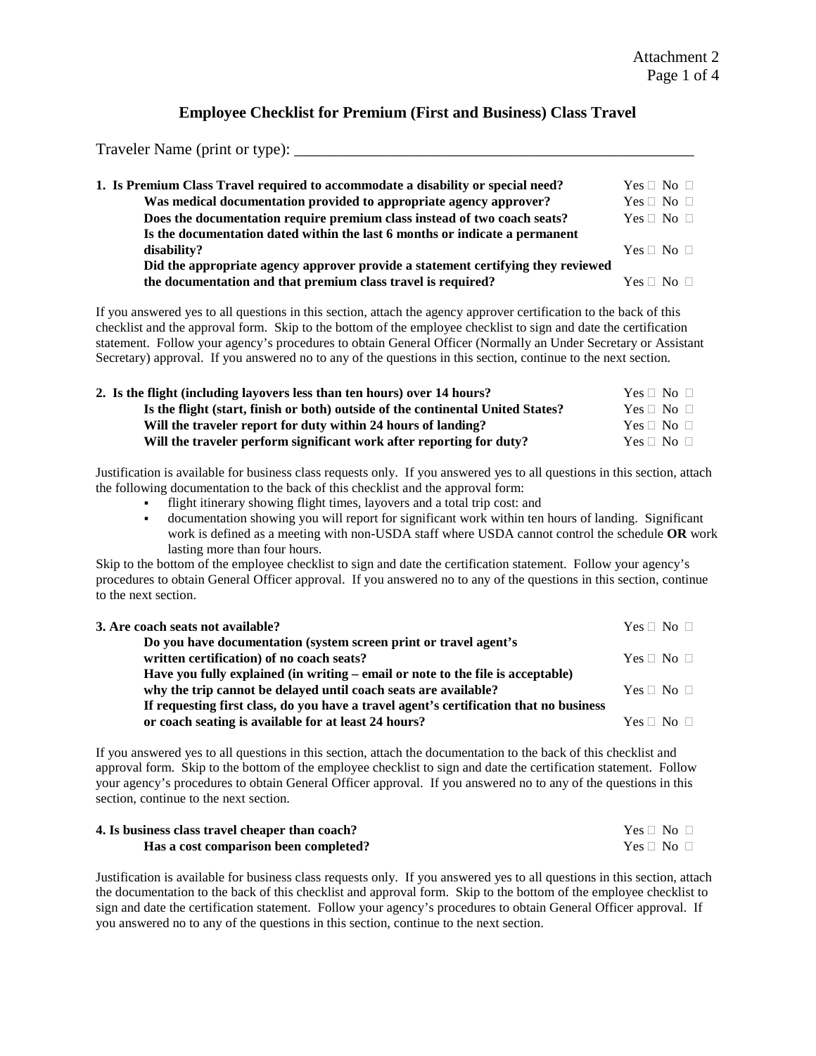# Employee Checklist for Premium (First and Business) Class Travel

Traveler Name (print or type): ____________________________________________________

| | |
|---|---|
| **1. Is Premium Class Travel required to accommodate a disability or special need?** | Yes ☐ No ☐ |
| **Was medical documentation provided to appropriate agency approver?** | Yes ☐ No ☐ |
| **Does the documentation require premium class instead of two coach seats?** | Yes ☐ No ☐ |
| **Is the documentation dated within the last 6 months or indicate a permanent disability?** | Yes ☐ No ☐ |
| **Did the appropriate agency approver provide a statement certifying they reviewed the documentation and that premium class travel is required?** | Yes ☐ No ☐ |

If you answered yes to all questions in this section, attach the agency approver certification to the back of this checklist and the approval form. Skip to the bottom of the employee checklist to sign and date the certification statement. Follow your agency's procedures to obtain General Officer (Normally an Under Secretary or Assistant Secretary) approval. If you answered no to any of the questions in this section, continue to the next section.

| | |
|---|---|
| **2. Is the flight (including layovers less than ten hours) over 14 hours?** | Yes ☐ No ☐ |
| **Is the flight (start, finish or both) outside of the continental United States?** | Yes ☐ No ☐ |
| **Will the traveler report for duty within 24 hours of landing?** | Yes ☐ No ☐ |
| **Will the traveler perform significant work after reporting for duty?** | Yes ☐ No ☐ |

Justification is available for business class requests only. If you answered yes to all questions in this section, attach the following documentation to the back of this checklist and the approval form:

- flight itinerary showing flight times, layovers and a total trip cost: and
- documentation showing you will report for significant work within ten hours of landing. Significant work is defined as a meeting with non-USDA staff where USDA cannot control the schedule **OR** work lasting more than four hours.

Skip to the bottom of the employee checklist to sign and date the certification statement. Follow your agency's procedures to obtain General Officer approval. If you answered no to any of the questions in this section, continue to the next section.

| | |
|---|---|
| **3. Are coach seats not available?** | Yes ☐ No ☐ |
| **Do you have documentation (system screen print or travel agent's written certification) of no coach seats?** | Yes ☐ No ☐ |
| **Have you fully explained (in writing – email or note to the file is acceptable) why the trip cannot be delayed until coach seats are available?** | Yes ☐ No ☐ |
| **If requesting first class, do you have a travel agent's certification that no business or coach seating is available for at least 24 hours?** | Yes ☐ No ☐ |

If you answered yes to all questions in this section, attach the documentation to the back of this checklist and approval form. Skip to the bottom of the employee checklist to sign and date the certification statement. Follow your agency's procedures to obtain General Officer approval. If you answered no to any of the questions in this section, continue to the next section.

| | |
|---|---|
| **4. Is business class travel cheaper than coach?** | Yes ☐ No ☐ |
| **Has a cost comparison been completed?** | Yes ☐ No ☐ |

Justification is available for business class requests only. If you answered yes to all questions in this section, attach the documentation to the back of this checklist and approval form. Skip to the bottom of the employee checklist to sign and date the certification statement. Follow your agency's procedures to obtain General Officer approval. If you answered no to any of the questions in this section, continue to the next section.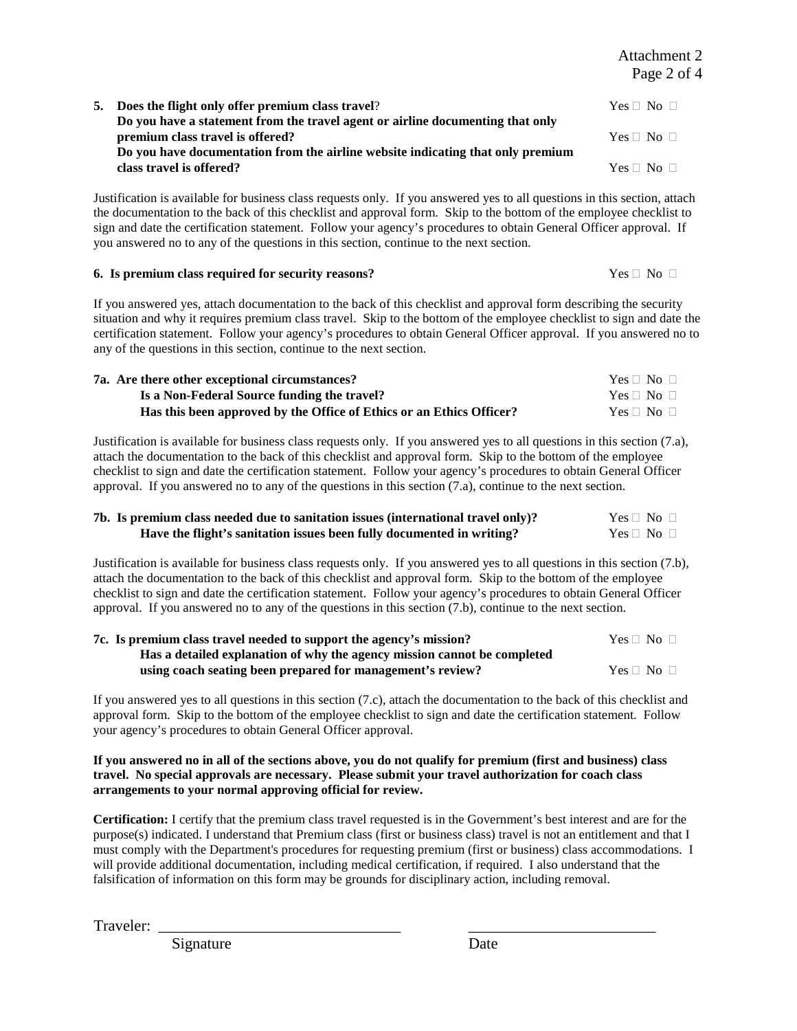**5. Does the flight only offer premium class travel**? Yes ☐ No ☐

**Do you have a statement from the travel agent or airline documenting that only premium class travel is offered?** Yes ☐ No ☐

**Do you have documentation from the airline website indicating that only premium class travel is offered?** Yes ☐ No ☐

Justification is available for business class requests only. If you answered yes to all questions in this section, attach the documentation to the back of this checklist and approval form. Skip to the bottom of the employee checklist to sign and date the certification statement. Follow your agency's procedures to obtain General Officer approval. If you answered no to any of the questions in this section, continue to the next section.

**6. Is premium class required for security reasons?** Yes ☐ No ☐

If you answered yes, attach documentation to the back of this checklist and approval form describing the security situation and why it requires premium class travel. Skip to the bottom of the employee checklist to sign and date the certification statement. Follow your agency's procedures to obtain General Officer approval. If you answered no to any of the questions in this section, continue to the next section.

**7a. Are there other exceptional circumstances?** Yes ☐ No ☐

**Is a Non-Federal Source funding the travel?** Yes ☐ No ☐

**Has this been approved by the Office of Ethics or an Ethics Officer?** Yes ☐ No ☐

Justification is available for business class requests only. If you answered yes to all questions in this section (7.a), attach the documentation to the back of this checklist and approval form. Skip to the bottom of the employee checklist to sign and date the certification statement. Follow your agency's procedures to obtain General Officer approval. If you answered no to any of the questions in this section (7.a), continue to the next section.

**7b. Is premium class needed due to sanitation issues (international travel only)?** Yes ☐ No ☐

**Have the flight's sanitation issues been fully documented in writing?** Yes ☐ No ☐

Justification is available for business class requests only. If you answered yes to all questions in this section (7.b), attach the documentation to the back of this checklist and approval form. Skip to the bottom of the employee checklist to sign and date the certification statement. Follow your agency's procedures to obtain General Officer approval. If you answered no to any of the questions in this section (7.b), continue to the next section.

**7c. Is premium class travel needed to support the agency's mission?** Yes ☐ No ☐

**Has a detailed explanation of why the agency mission cannot be completed using coach seating been prepared for management's review?** Yes ☐ No ☐

If you answered yes to all questions in this section (7.c), attach the documentation to the back of this checklist and approval form. Skip to the bottom of the employee checklist to sign and date the certification statement. Follow your agency's procedures to obtain General Officer approval.

**If you answered no in all of the sections above, you do not qualify for premium (first and business) class travel. No special approvals are necessary. Please submit your travel authorization for coach class arrangements to your normal approving official for review.**

**Certification:** I certify that the premium class travel requested is in the Government's best interest and are for the purpose(s) indicated. I understand that Premium class (first or business class) travel is not an entitlement and that I must comply with the Department's procedures for requesting premium (first or business) class accommodations. I will provide additional documentation, including medical certification, if required. I also understand that the falsification of information on this form may be grounds for disciplinary action, including removal.

Traveler: _______________________________ ________________________

Signature Date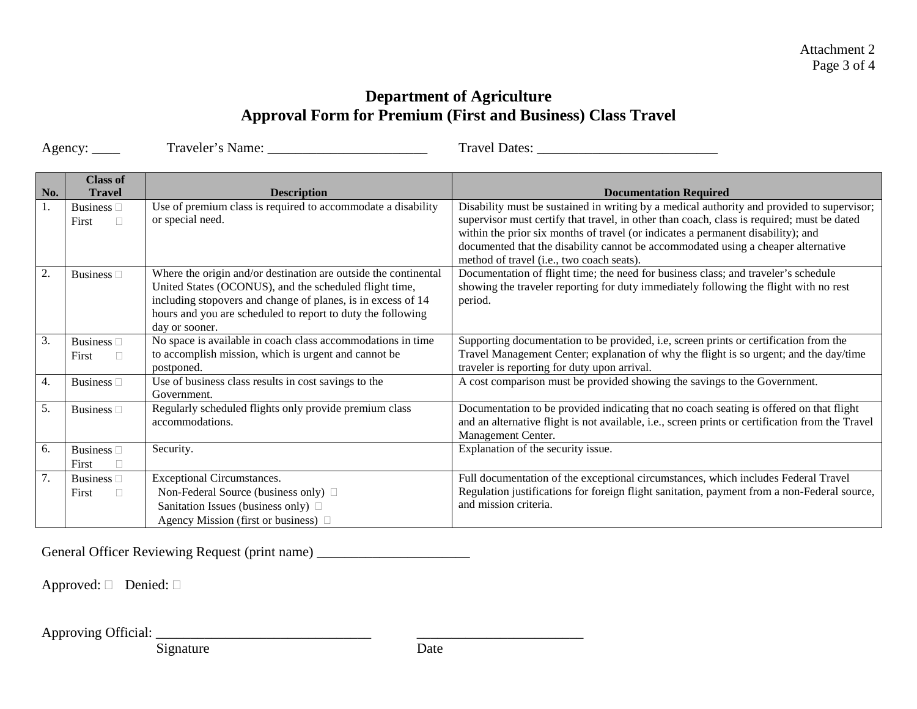Attachment 2

# Department of Agriculture
## Approval Form for Premium (First and Business) Class Travel

Agency: ____ Traveler's Name: _______________________ Travel Dates: __________________________

| No. | Class of Travel | Description | Documentation Required |
|---|---|---|---|
| 1. | Business ☐<br>First ☐ | Use of premium class is required to accommodate a disability or special need. | Disability must be sustained in writing by a medical authority and provided to supervisor; supervisor must certify that travel, in other than coach, class is required; must be dated within the prior six months of travel (or indicates a permanent disability); and documented that the disability cannot be accommodated using a cheaper alternative method of travel (i.e., two coach seats). |
| 2. | Business ☐ | Where the origin and/or destination are outside the continental United States (OCONUS), and the scheduled flight time, including stopovers and change of planes, is in excess of 14 hours and you are scheduled to report to duty the following day or sooner. | Documentation of flight time; the need for business class; and traveler's schedule showing the traveler reporting for duty immediately following the flight with no rest period. |
| 3. | Business ☐<br>First ☐ | No space is available in coach class accommodations in time to accomplish mission, which is urgent and cannot be postponed. | Supporting documentation to be provided, i.e, screen prints or certification from the Travel Management Center; explanation of why the flight is so urgent; and the day/time traveler is reporting for duty upon arrival. |
| 4. | Business ☐ | Use of business class results in cost savings to the Government. | A cost comparison must be provided showing the savings to the Government. |
| 5. | Business ☐ | Regularly scheduled flights only provide premium class accommodations. | Documentation to be provided indicating that no coach seating is offered on that flight and an alternative flight is not available, i.e., screen prints or certification from the Travel Management Center. |
| 6. | Business ☐<br>First ☐ | Security. | Explanation of the security issue. |
| 7. | Business ☐<br>First ☐ | Exceptional Circumstances.<br>Non-Federal Source (business only) ☐<br>Sanitation Issues (business only) ☐<br>Agency Mission (first or business) ☐ | Full documentation of the exceptional circumstances, which includes Federal Travel Regulation justifications for foreign flight sanitation, payment from a non-Federal source, and mission criteria. |

General Officer Reviewing Request (print name) ______________________

Approved: ☐ Denied: ☐

Approving Official: _______________________________ ________________________

Signature Date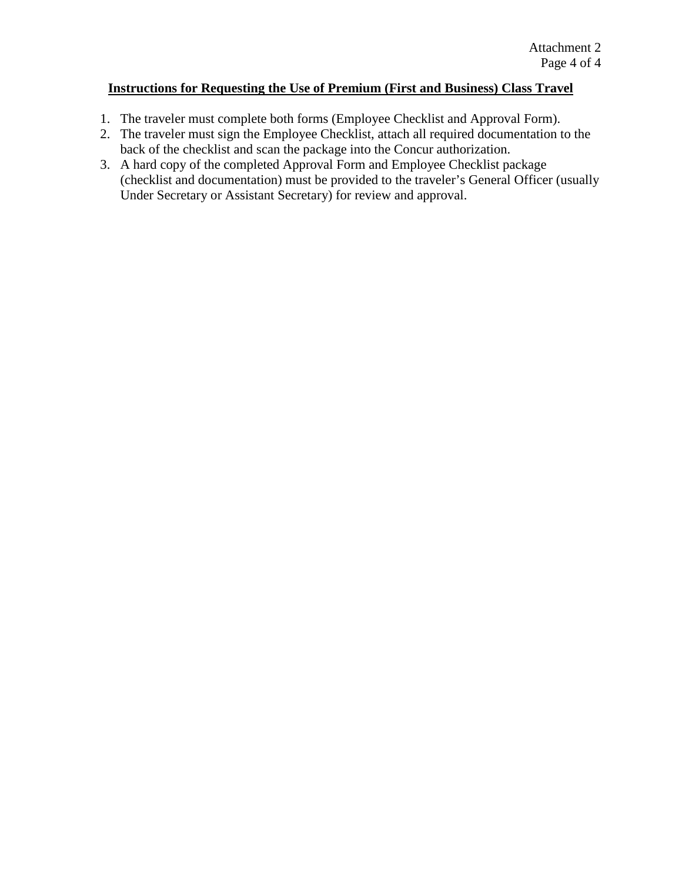Attachment 2

## Instructions for Requesting the Use of Premium (First and Business) Class Travel

1. The traveler must complete both forms (Employee Checklist and Approval Form).
2. The traveler must sign the Employee Checklist, attach all required documentation to the back of the checklist and scan the package into the Concur authorization.
3. A hard copy of the completed Approval Form and Employee Checklist package (checklist and documentation) must be provided to the traveler's General Officer (usually Under Secretary or Assistant Secretary) for review and approval.